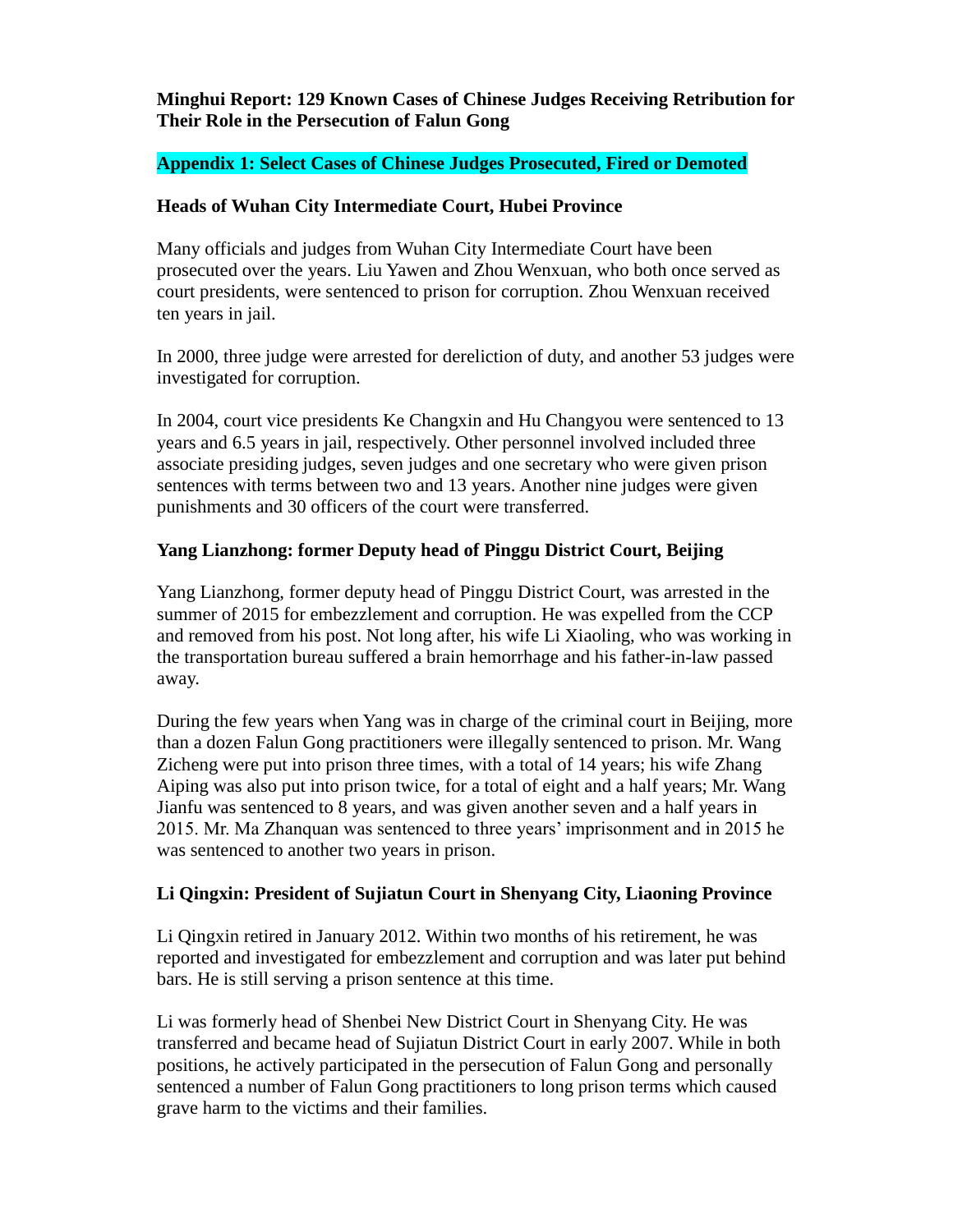**Minghui Report: 129 Known Cases of Chinese Judges Receiving Retribution for Their Role in the Persecution of Falun Gong**

## Appendix 1: Select Cases of Chinese Judges Prosecuted, Fired or Demoted

### Heads of Wuhan City Intermediate Court, Hubei Province

Many officials and judges from Wuhan City Intermediate Court have been prosecuted over the years. Liu Yawen and Zhou Wenxuan, who both once served as court presidents, were sentenced to prison for corruption. Zhou Wenxuan received ten years in jail.

In 2000, three judge were arrested for dereliction of duty, and another 53 judges were investigated for corruption.

In 2004, court vice presidents Ke Changxin and Hu Changyou were sentenced to 13 years and 6.5 years in jail, respectively. Other personnel involved included three associate presiding judges, seven judges and one secretary who were given prison sentences with terms between two and 13 years. Another nine judges were given punishments and 30 officers of the court were transferred.

### Yang Lianzhong: former Deputy head of Pinggu District Court, Beijing

Yang Lianzhong, former deputy head of Pinggu District Court, was arrested in the summer of 2015 for embezzlement and corruption. He was expelled from the CCP and removed from his post. Not long after, his wife Li Xiaoling, who was working in the transportation bureau suffered a brain hemorrhage and his father-in-law passed away.

During the few years when Yang was in charge of the criminal court in Beijing, more than a dozen Falun Gong practitioners were illegally sentenced to prison. Mr. Wang Zicheng were put into prison three times, with a total of 14 years; his wife Zhang Aiping was also put into prison twice, for a total of eight and a half years; Mr. Wang Jianfu was sentenced to 8 years, and was given another seven and a half years in 2015. Mr. Ma Zhanquan was sentenced to three years' imprisonment and in 2015 he was sentenced to another two years in prison.

### Li Qingxin: President of Sujiatun Court in Shenyang City, Liaoning Province

Li Qingxin retired in January 2012. Within two months of his retirement, he was reported and investigated for embezzlement and corruption and was later put behind bars. He is still serving a prison sentence at this time.

Li was formerly head of Shenbei New District Court in Shenyang City. He was transferred and became head of Sujiatun District Court in early 2007. While in both positions, he actively participated in the persecution of Falun Gong and personally sentenced a number of Falun Gong practitioners to long prison terms which caused grave harm to the victims and their families.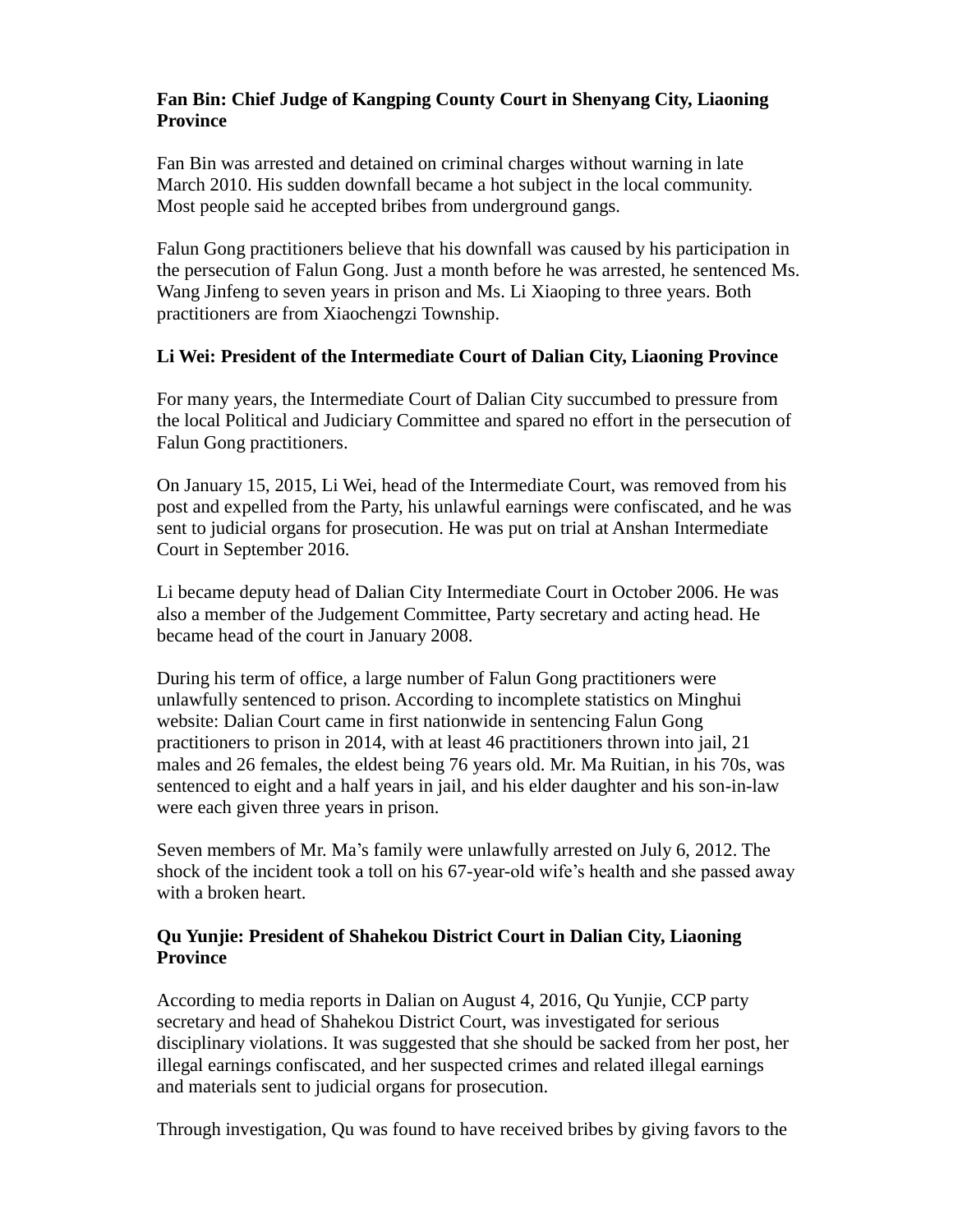**Fan Bin: Chief Judge of Kangping County Court in Shenyang City, Liaoning Province**

Fan Bin was arrested and detained on criminal charges without warning in late March 2010. His sudden downfall became a hot subject in the local community. Most people said he accepted bribes from underground gangs.

Falun Gong practitioners believe that his downfall was caused by his participation in the persecution of Falun Gong. Just a month before he was arrested, he sentenced Ms. Wang Jinfeng to seven years in prison and Ms. Li Xiaoping to three years. Both practitioners are from Xiaochengzi Township.

**Li Wei: President of the Intermediate Court of Dalian City, Liaoning Province**

For many years, the Intermediate Court of Dalian City succumbed to pressure from the local Political and Judiciary Committee and spared no effort in the persecution of Falun Gong practitioners.

On January 15, 2015, Li Wei, head of the Intermediate Court, was removed from his post and expelled from the Party, his unlawful earnings were confiscated, and he was sent to judicial organs for prosecution. He was put on trial at Anshan Intermediate Court in September 2016.

Li became deputy head of Dalian City Intermediate Court in October 2006. He was also a member of the Judgement Committee, Party secretary and acting head. He became head of the court in January 2008.

During his term of office, a large number of Falun Gong practitioners were unlawfully sentenced to prison. According to incomplete statistics on Minghui website: Dalian Court came in first nationwide in sentencing Falun Gong practitioners to prison in 2014, with at least 46 practitioners thrown into jail, 21 males and 26 females, the eldest being 76 years old. Mr. Ma Ruitian, in his 70s, was sentenced to eight and a half years in jail, and his elder daughter and his son-in-law were each given three years in prison.

Seven members of Mr. Ma's family were unlawfully arrested on July 6, 2012. The shock of the incident took a toll on his 67-year-old wife's health and she passed away with a broken heart.

**Qu Yunjie: President of Shahekou District Court in Dalian City, Liaoning Province**

According to media reports in Dalian on August 4, 2016, Qu Yunjie, CCP party secretary and head of Shahekou District Court, was investigated for serious disciplinary violations. It was suggested that she should be sacked from her post, her illegal earnings confiscated, and her suspected crimes and related illegal earnings and materials sent to judicial organs for prosecution.

Through investigation, Qu was found to have received bribes by giving favors to the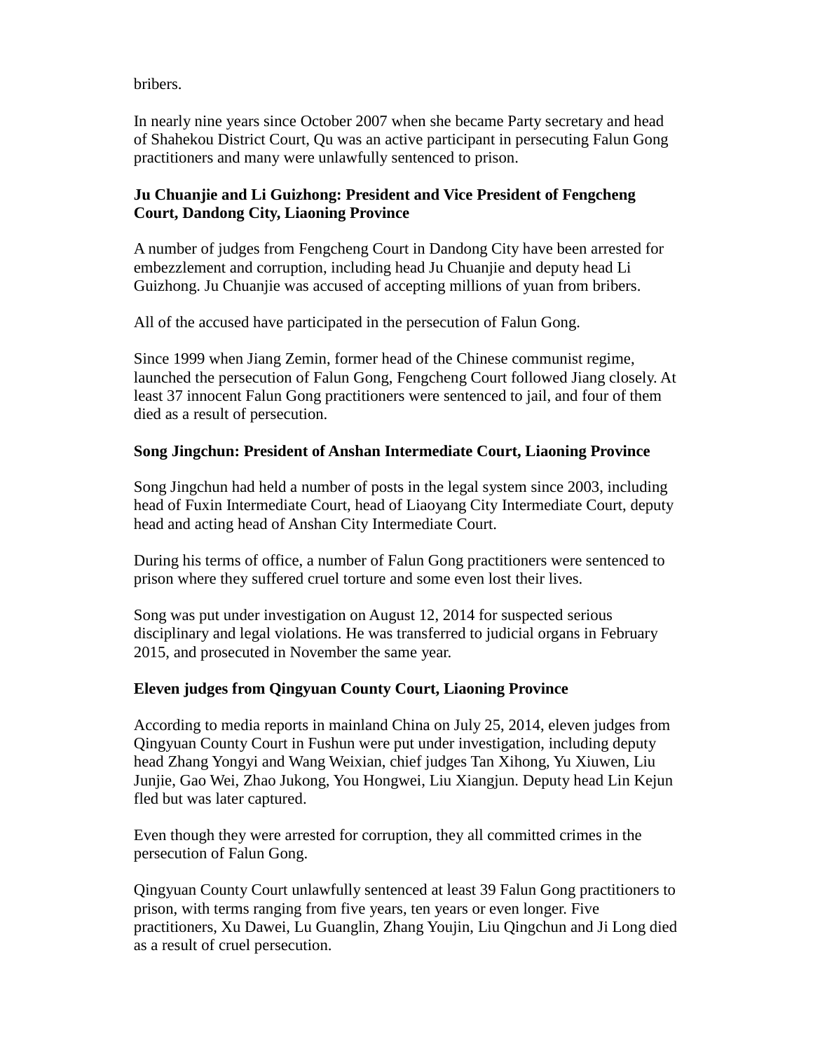bribers.

In nearly nine years since October 2007 when she became Party secretary and head of Shahekou District Court, Qu was an active participant in persecuting Falun Gong practitioners and many were unlawfully sentenced to prison.

**Ju Chuanjie and Li Guizhong: President and Vice President of Fengcheng Court, Dandong City, Liaoning Province**

A number of judges from Fengcheng Court in Dandong City have been arrested for embezzlement and corruption, including head Ju Chuanjie and deputy head Li Guizhong. Ju Chuanjie was accused of accepting millions of yuan from bribers.

All of the accused have participated in the persecution of Falun Gong.

Since 1999 when Jiang Zemin, former head of the Chinese communist regime, launched the persecution of Falun Gong, Fengcheng Court followed Jiang closely. At least 37 innocent Falun Gong practitioners were sentenced to jail, and four of them died as a result of persecution.

**Song Jingchun: President of Anshan Intermediate Court, Liaoning Province**

Song Jingchun had held a number of posts in the legal system since 2003, including head of Fuxin Intermediate Court, head of Liaoyang City Intermediate Court, deputy head and acting head of Anshan City Intermediate Court.

During his terms of office, a number of Falun Gong practitioners were sentenced to prison where they suffered cruel torture and some even lost their lives.

Song was put under investigation on August 12, 2014 for suspected serious disciplinary and legal violations. He was transferred to judicial organs in February 2015, and prosecuted in November the same year.

**Eleven judges from Qingyuan County Court, Liaoning Province**

According to media reports in mainland China on July 25, 2014, eleven judges from Qingyuan County Court in Fushun were put under investigation, including deputy head Zhang Yongyi and Wang Weixian, chief judges Tan Xihong, Yu Xiuwen, Liu Junjie, Gao Wei, Zhao Jukong, You Hongwei, Liu Xiangjun. Deputy head Lin Kejun fled but was later captured.

Even though they were arrested for corruption, they all committed crimes in the persecution of Falun Gong.

Qingyuan County Court unlawfully sentenced at least 39 Falun Gong practitioners to prison, with terms ranging from five years, ten years or even longer. Five practitioners, Xu Dawei, Lu Guanglin, Zhang Youjin, Liu Qingchun and Ji Long died as a result of cruel persecution.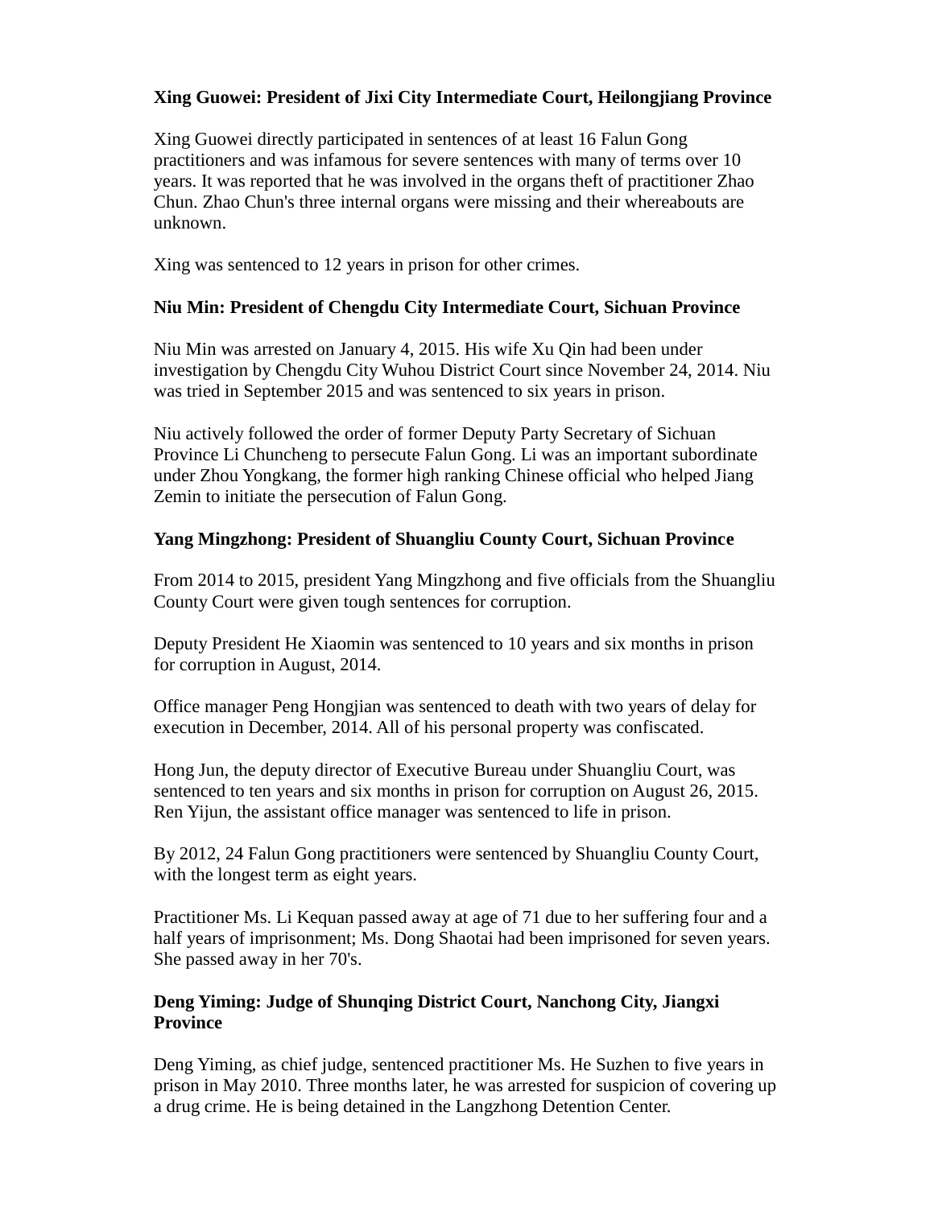**Xing Guowei: President of Jixi City Intermediate Court, Heilongjiang Province**

Xing Guowei directly participated in sentences of at least 16 Falun Gong practitioners and was infamous for severe sentences with many of terms over 10 years. It was reported that he was involved in the organs theft of practitioner Zhao Chun. Zhao Chun's three internal organs were missing and their whereabouts are unknown.

Xing was sentenced to 12 years in prison for other crimes.

**Niu Min: President of Chengdu City Intermediate Court, Sichuan Province**

Niu Min was arrested on January 4, 2015. His wife Xu Qin had been under investigation by Chengdu City Wuhou District Court since November 24, 2014. Niu was tried in September 2015 and was sentenced to six years in prison.

Niu actively followed the order of former Deputy Party Secretary of Sichuan Province Li Chuncheng to persecute Falun Gong. Li was an important subordinate under Zhou Yongkang, the former high ranking Chinese official who helped Jiang Zemin to initiate the persecution of Falun Gong.

**Yang Mingzhong: President of Shuangliu County Court, Sichuan Province**

From 2014 to 2015, president Yang Mingzhong and five officials from the Shuangliu County Court were given tough sentences for corruption.

Deputy President He Xiaomin was sentenced to 10 years and six months in prison for corruption in August, 2014.

Office manager Peng Hongjian was sentenced to death with two years of delay for execution in December, 2014. All of his personal property was confiscated.

Hong Jun, the deputy director of Executive Bureau under Shuangliu Court, was sentenced to ten years and six months in prison for corruption on August 26, 2015. Ren Yijun, the assistant office manager was sentenced to life in prison.

By 2012, 24 Falun Gong practitioners were sentenced by Shuangliu County Court, with the longest term as eight years.

Practitioner Ms. Li Kequan passed away at age of 71 due to her suffering four and a half years of imprisonment; Ms. Dong Shaotai had been imprisoned for seven years. She passed away in her 70's.

**Deng Yiming: Judge of Shunqing District Court, Nanchong City, Jiangxi Province**

Deng Yiming, as chief judge, sentenced practitioner Ms. He Suzhen to five years in prison in May 2010. Three months later, he was arrested for suspicion of covering up a drug crime. He is being detained in the Langzhong Detention Center.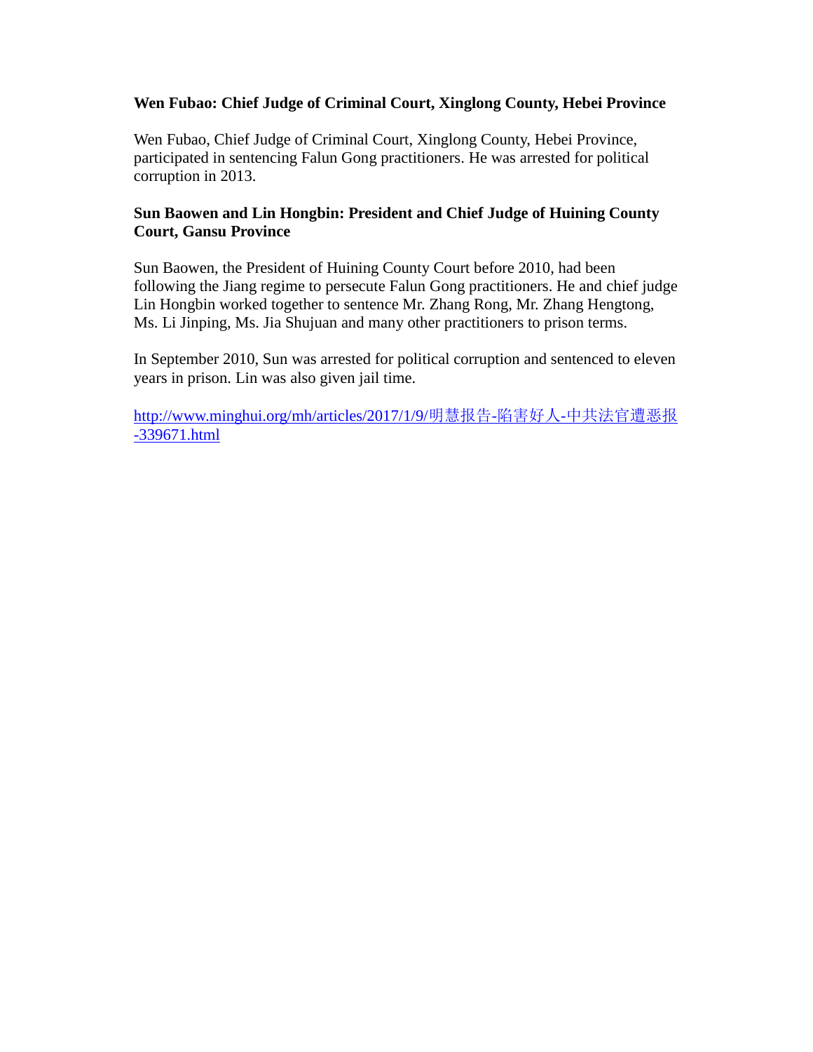### Wen Fubao: Chief Judge of Criminal Court, Xinglong County, Hebei Province

Wen Fubao, Chief Judge of Criminal Court, Xinglong County, Hebei Province, participated in sentencing Falun Gong practitioners. He was arrested for political corruption in 2013.

### Sun Baowen and Lin Hongbin: President and Chief Judge of Huining County Court, Gansu Province

Sun Baowen, the President of Huining County Court before 2010, had been following the Jiang regime to persecute Falun Gong practitioners. He and chief judge Lin Hongbin worked together to sentence Mr. Zhang Rong, Mr. Zhang Hengtong, Ms. Li Jinping, Ms. Jia Shujuan and many other practitioners to prison terms.

In September 2010, Sun was arrested for political corruption and sentenced to eleven years in prison. Lin was also given jail time.

http://www.minghui.org/mh/articles/2017/1/9/明慧报告-陷害好人-中共法官遭恶报-339671.html